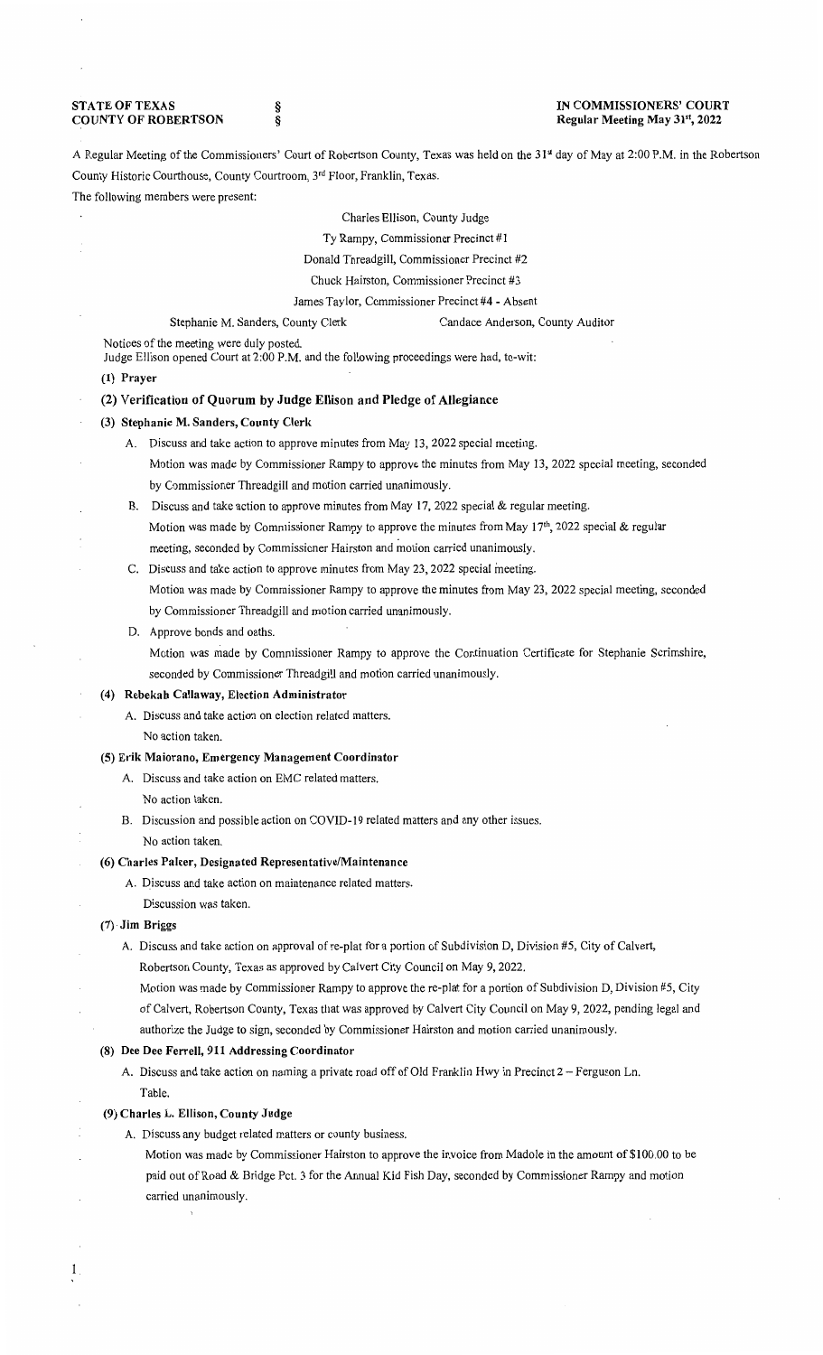**STATE OF TEXAS** § **IN COMMISSIONERS' COURT**
**COUNTY OF ROBERTSON** § **Regular Meeting May 31st, 2022**

A Regular Meeting of the Commissioners' Court of Robertson County, Texas was held on the 31st day of May at 2:00 P.M. in the Robertson County Historic Courthouse, County Courtroom, 3rd Floor, Franklin, Texas.

The following members were present:

Charles Ellison, County Judge
Ty Rampy, Commissioner Precinct #1
Donald Threadgill, Commissioner Precinct #2
Chuck Hairston, Commissioner Precinct #3
James Taylor, Commissioner Precinct #4 - Absent
Stephanie M. Sanders, County Clerk    Candace Anderson, County Auditor

Notices of the meeting were duly posted.
Judge Ellison opened Court at 2:00 P.M. and the following proceedings were had, to-wit:

**(1) Prayer**

**(2) Verification of Quorum by Judge Ellison and Pledge of Allegiance**

**(3) Stephanie M. Sanders, County Clerk**

A. Discuss and take action to approve minutes from May 13, 2022 special meeting.
Motion was made by Commissioner Rampy to approve the minutes from May 13, 2022 special meeting, seconded by Commissioner Threadgill and motion carried unanimously.

B. Discuss and take action to approve minutes from May 17, 2022 special & regular meeting.
Motion was made by Commissioner Rampy to approve the minutes from May 17th, 2022 special & regular meeting, seconded by Commissioner Hairston and motion carried unanimously.

C. Discuss and take action to approve minutes from May 23, 2022 special meeting.
Motion was made by Commissioner Rampy to approve the minutes from May 23, 2022 special meeting, seconded by Commissioner Threadgill and motion carried unanimously.

D. Approve bonds and oaths.
Motion was made by Commissioner Rampy to approve the Continuation Certificate for Stephanie Scrimshire, seconded by Commissioner Threadgill and motion carried unanimously.

**(4) Rebekah Callaway, Election Administrator**

A. Discuss and take action on election related matters.
No action taken.

**(5) Erik Maiorano, Emergency Management Coordinator**

A. Discuss and take action on EMC related matters.
No action taken.

B. Discussion and possible action on COVID-19 related matters and any other issues.
No action taken.

**(6) Charles Palcer, Designated Representative/Maintenance**

A. Discuss and take action on maintenance related matters.
Discussion was taken.

**(7) Jim Briggs**

A. Discuss and take action on approval of re-plat for a portion of Subdivision D, Division #5, City of Calvert, Robertson County, Texas as approved by Calvert City Council on May 9, 2022.
Motion was made by Commissioner Rampy to approve the re-plat for a portion of Subdivision D, Division #5, City of Calvert, Robertson County, Texas that was approved by Calvert City Council on May 9, 2022, pending legal and authorize the Judge to sign, seconded by Commissioner Hairston and motion carried unanimously.

**(8) Dee Dee Ferrell, 911 Addressing Coordinator**

A. Discuss and take action on naming a private road off of Old Franklin Hwy in Precinct 2 – Ferguson Ln.
Table.

**(9) Charles L. Ellison, County Judge**

A. Discuss any budget related matters or county business.
Motion was made by Commissioner Hairston to approve the invoice from Madole in the amount of $100.00 to be paid out of Road & Bridge Pct. 3 for the Annual Kid Fish Day, seconded by Commissioner Rampy and motion carried unanimously.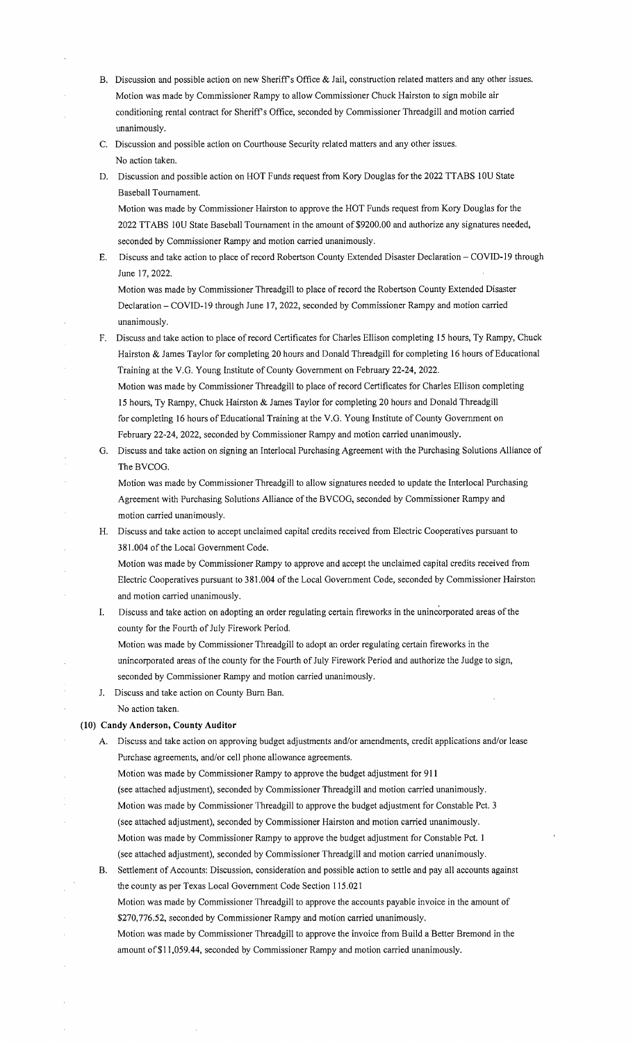B. Discussion and possible action on new Sheriff's Office & Jail, construction related matters and any other issues.
   Motion was made by Commissioner Rampy to allow Commissioner Chuck Hairston to sign mobile air conditioning rental contract for Sheriff's Office, seconded by Commissioner Threadgill and motion carried unanimously.

C. Discussion and possible action on Courthouse Security related matters and any other issues.
   No action taken.

D. Discussion and possible action on HOT Funds request from Kory Douglas for the 2022 TTABS 10U State Baseball Tournament.
   Motion was made by Commissioner Hairston to approve the HOT Funds request from Kory Douglas for the 2022 TTABS 10U State Baseball Tournament in the amount of $9200.00 and authorize any signatures needed, seconded by Commissioner Rampy and motion carried unanimously.

E. Discuss and take action to place of record Robertson County Extended Disaster Declaration – COVID-19 through June 17, 2022.
   Motion was made by Commissioner Threadgill to place of record the Robertson County Extended Disaster Declaration – COVID-19 through June 17, 2022, seconded by Commissioner Rampy and motion carried unanimously.

F. Discuss and take action to place of record Certificates for Charles Ellison completing 15 hours, Ty Rampy, Chuck Hairston & James Taylor for completing 20 hours and Donald Threadgill for completing 16 hours of Educational Training at the V.G. Young Institute of County Government on February 22-24, 2022.
   Motion was made by Commissioner Threadgill to place of record Certificates for Charles Ellison completing 15 hours, Ty Rampy, Chuck Hairston & James Taylor for completing 20 hours and Donald Threadgill for completing 16 hours of Educational Training at the V.G. Young Institute of County Government on February 22-24, 2022, seconded by Commissioner Rampy and motion carried unanimously.

G. Discuss and take action on signing an Interlocal Purchasing Agreement with the Purchasing Solutions Alliance of The BVCOG.
   Motion was made by Commissioner Threadgill to allow signatures needed to update the Interlocal Purchasing Agreement with Purchasing Solutions Alliance of the BVCOG, seconded by Commissioner Rampy and motion carried unanimously.

H. Discuss and take action to accept unclaimed capital credits received from Electric Cooperatives pursuant to 381.004 of the Local Government Code.
   Motion was made by Commissioner Rampy to approve and accept the unclaimed capital credits received from Electric Cooperatives pursuant to 381.004 of the Local Government Code, seconded by Commissioner Hairston and motion carried unanimously.

I. Discuss and take action on adopting an order regulating certain fireworks in the unincorporated areas of the county for the Fourth of July Firework Period.
   Motion was made by Commissioner Threadgill to adopt an order regulating certain fireworks in the unincorporated areas of the county for the Fourth of July Firework Period and authorize the Judge to sign, seconded by Commissioner Rampy and motion carried unanimously.

J. Discuss and take action on County Burn Ban.
   No action taken.

**(10) Candy Anderson, County Auditor**

A. Discuss and take action on approving budget adjustments and/or amendments, credit applications and/or lease Purchase agreements, and/or cell phone allowance agreements.
   Motion was made by Commissioner Rampy to approve the budget adjustment for 911 (see attached adjustment), seconded by Commissioner Threadgill and motion carried unanimously.
   Motion was made by Commissioner Threadgill to approve the budget adjustment for Constable Pct. 3 (see attached adjustment), seconded by Commissioner Hairston and motion carried unanimously.
   Motion was made by Commissioner Rampy to approve the budget adjustment for Constable Pct. 1 (see attached adjustment), seconded by Commissioner Threadgill and motion carried unanimously.

B. Settlement of Accounts: Discussion, consideration and possible action to settle and pay all accounts against the county as per Texas Local Government Code Section 115.021
   Motion was made by Commissioner Threadgill to approve the accounts payable invoice in the amount of $270,776.52, seconded by Commissioner Rampy and motion carried unanimously.
   Motion was made by Commissioner Threadgill to approve the invoice from Build a Better Bremond in the amount of $11,059.44, seconded by Commissioner Rampy and motion carried unanimously.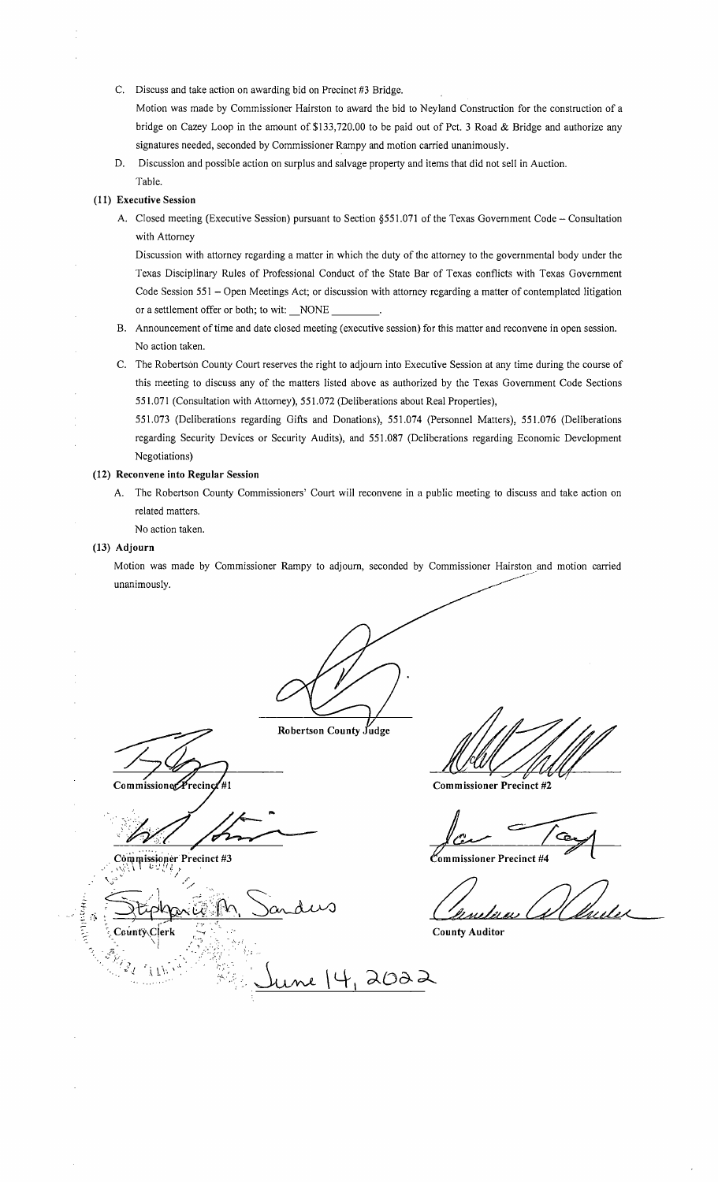C. Discuss and take action on awarding bid on Precinct #3 Bridge.

Motion was made by Commissioner Hairston to award the bid to Neyland Construction for the construction of a bridge on Cazey Loop in the amount of $133,720.00 to be paid out of Pct. 3 Road & Bridge and authorize any signatures needed, seconded by Commissioner Rampy and motion carried unanimously.

D. Discussion and possible action on surplus and salvage property and items that did not sell in Auction.

Table.

**(11) Executive Session**

A. Closed meeting (Executive Session) pursuant to Section §551.071 of the Texas Government Code – Consultation with Attorney

Discussion with attorney regarding a matter in which the duty of the attorney to the governmental body under the Texas Disciplinary Rules of Professional Conduct of the State Bar of Texas conflicts with Texas Government Code Session 551 – Open Meetings Act; or discussion with attorney regarding a matter of contemplated litigation or a settlement offer or both; to wit: NONE .

B. Announcement of time and date closed meeting (executive session) for this matter and reconvene in open session.

No action taken.

C. The Robertson County Court reserves the right to adjourn into Executive Session at any time during the course of this meeting to discuss any of the matters listed above as authorized by the Texas Government Code Sections 551.071 (Consultation with Attorney), 551.072 (Deliberations about Real Properties),

551.073 (Deliberations regarding Gifts and Donations), 551.074 (Personnel Matters), 551.076 (Deliberations regarding Security Devices or Security Audits), and 551.087 (Deliberations regarding Economic Development Negotiations)

**(12) Reconvene into Regular Session**

A. The Robertson County Commissioners' Court will reconvene in a public meeting to discuss and take action on related matters.

No action taken.

**(13) Adjourn**

Motion was made by Commissioner Rampy to adjourn, seconded by Commissioner Hairston and motion carried unanimously.

Robertson County Judge

Commissioner Precinct #1

Commissioner Precinct #2

Commissioner Precinct #3

Commissioner Precinct #4

Stephanie M. Sanders

County Clerk

County Auditor

June 14, 2022